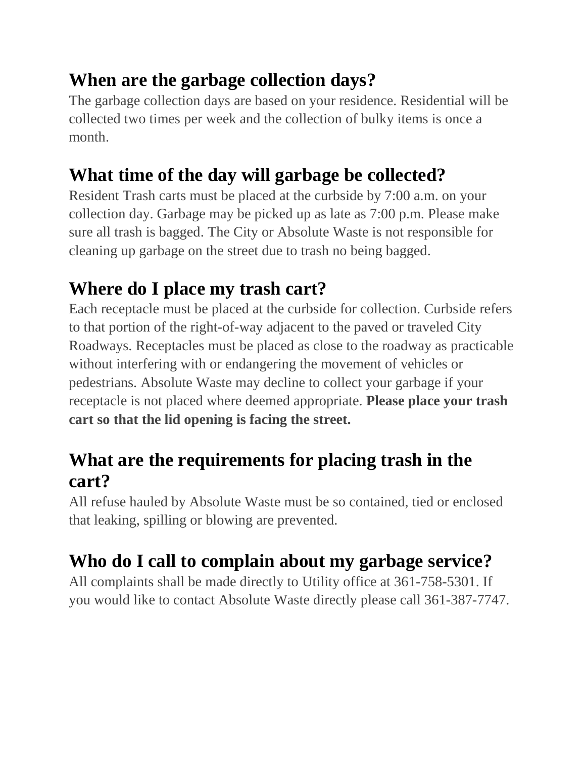## When are the garbage collection days?

The garbage collection days are based on your residence. Residential will be collected two times per week and the collection of bulky items is once a month.

## What time of the day will garbage be collected?

Resident Trash carts must be placed at the curbside by 7:00 a.m. on your collection day. Garbage may be picked up as late as 7:00 p.m. Please make sure all trash is bagged. The City or Absolute Waste is not responsible for cleaning up garbage on the street due to trash no being bagged.

## Where do I place my trash cart?

Each receptacle must be placed at the curbside for collection. Curbside refers to that portion of the right-of-way adjacent to the paved or traveled City Roadways. Receptacles must be placed as close to the roadway as practicable without interfering with or endangering the movement of vehicles or pedestrians. Absolute Waste may decline to collect your garbage if your receptacle is not placed where deemed appropriate. **Please place your trash cart so that the lid opening is facing the street.**

## What are the requirements for placing trash in the cart?

All refuse hauled by Absolute Waste must be so contained, tied or enclosed that leaking, spilling or blowing are prevented.

## Who do I call to complain about my garbage service?

All complaints shall be made directly to Utility office at 361-758-5301. If you would like to contact Absolute Waste directly please call 361-387-7747.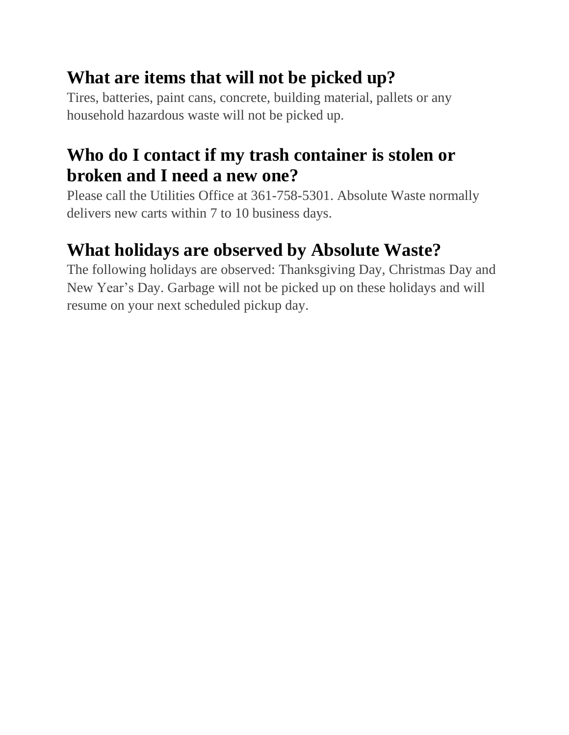## What are items that will not be picked up?

Tires, batteries, paint cans, concrete, building material, pallets or any household hazardous waste will not be picked up.

## Who do I contact if my trash container is stolen or broken and I need a new one?

Please call the Utilities Office at 361-758-5301. Absolute Waste normally delivers new carts within 7 to 10 business days.

## What holidays are observed by Absolute Waste?

The following holidays are observed: Thanksgiving Day, Christmas Day and New Year's Day. Garbage will not be picked up on these holidays and will resume on your next scheduled pickup day.